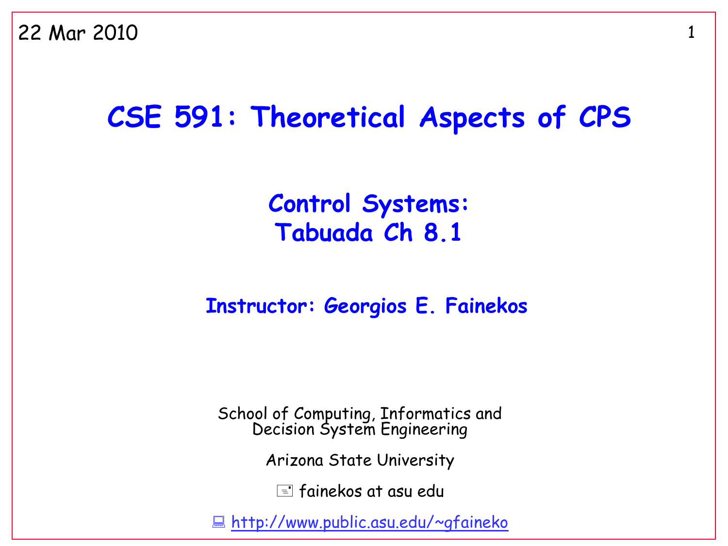22 Mar 2010

# CSE 591: Theoretical Aspects of CPS

## Control Systems:
## Tabuada Ch 8.1

### Instructor: Georgios E. Fainekos

School of Computing, Informatics and Decision System Engineering

Arizona State University

fainekos at asu edu

http://www.public.asu.edu/~gfaineko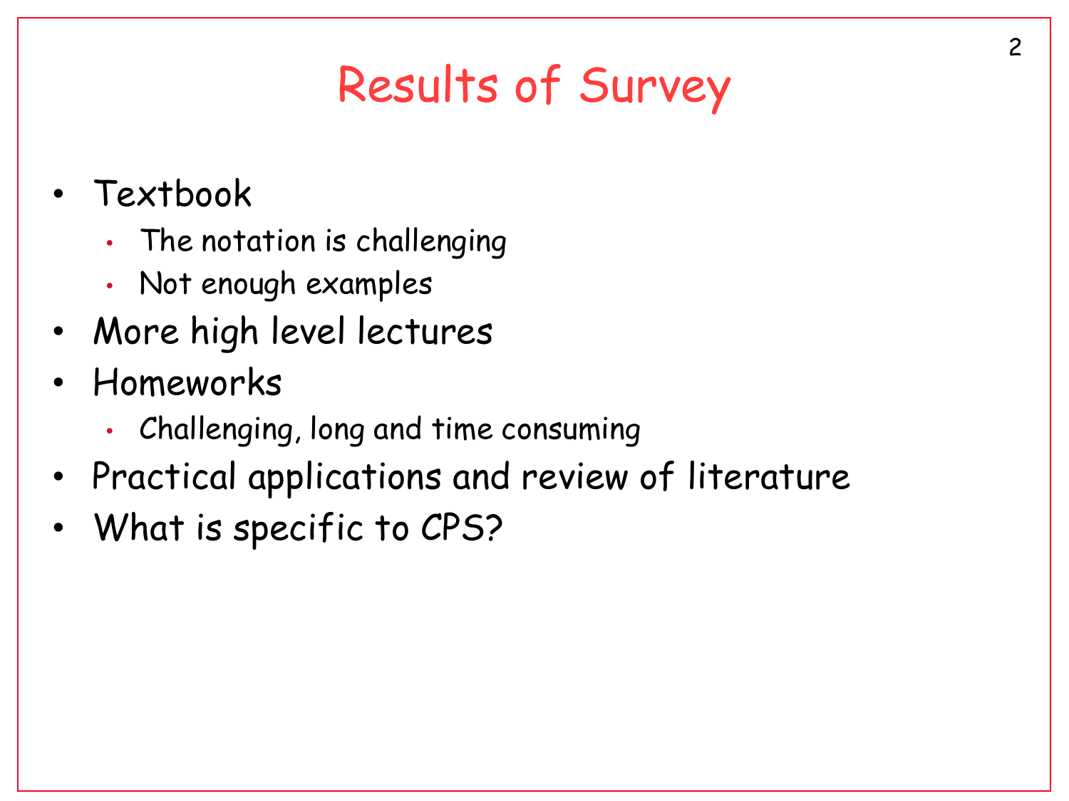# Results of Survey

- Textbook
  - The notation is challenging
  - Not enough examples
- More high level lectures
- Homeworks
  - Challenging, long and time consuming
- Practical applications and review of literature
- What is specific to CPS?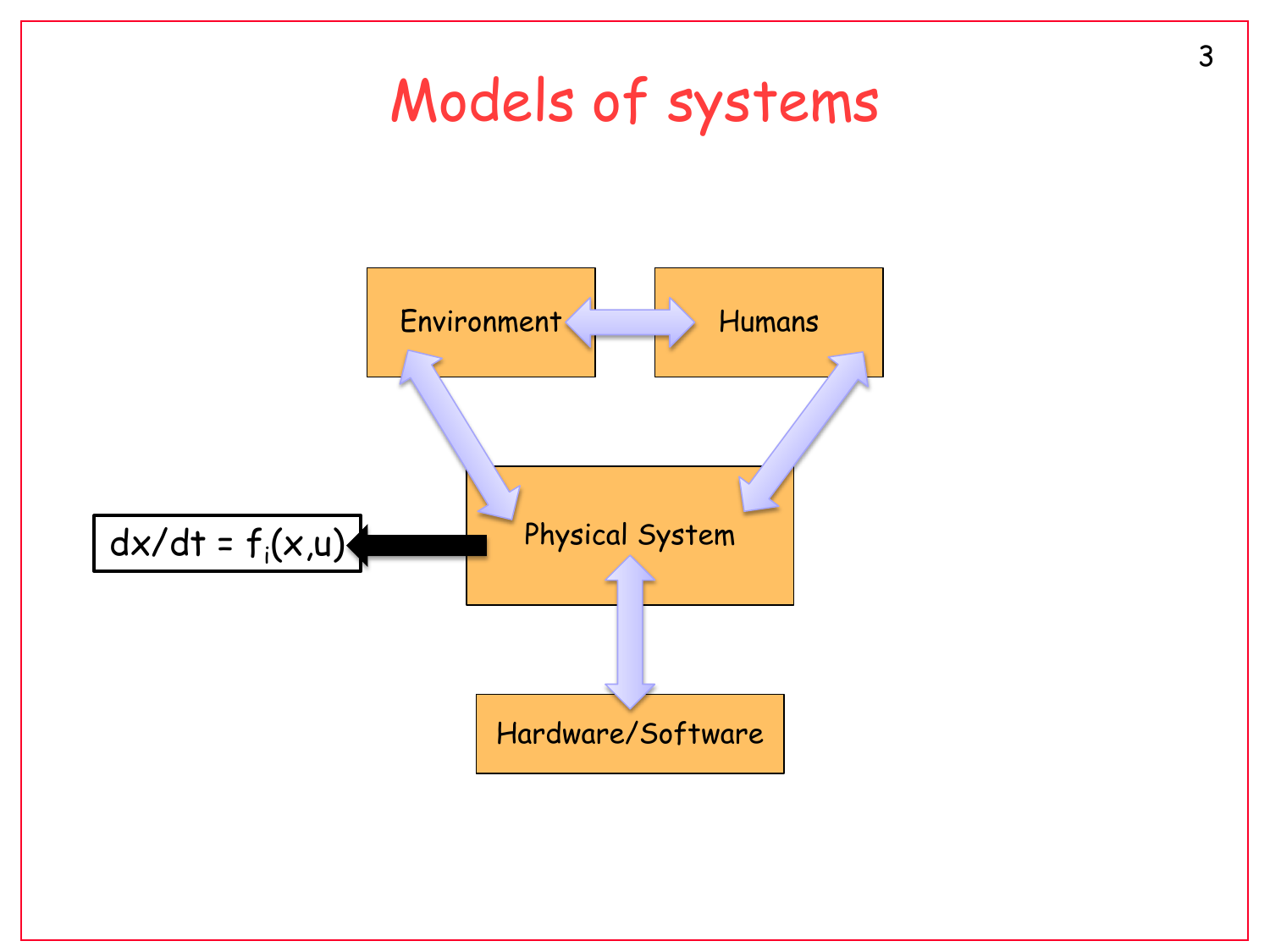# Models of systems

Environment

Humans

Physical System

Hardware/Software

$dx/dt = f_i(x,u)$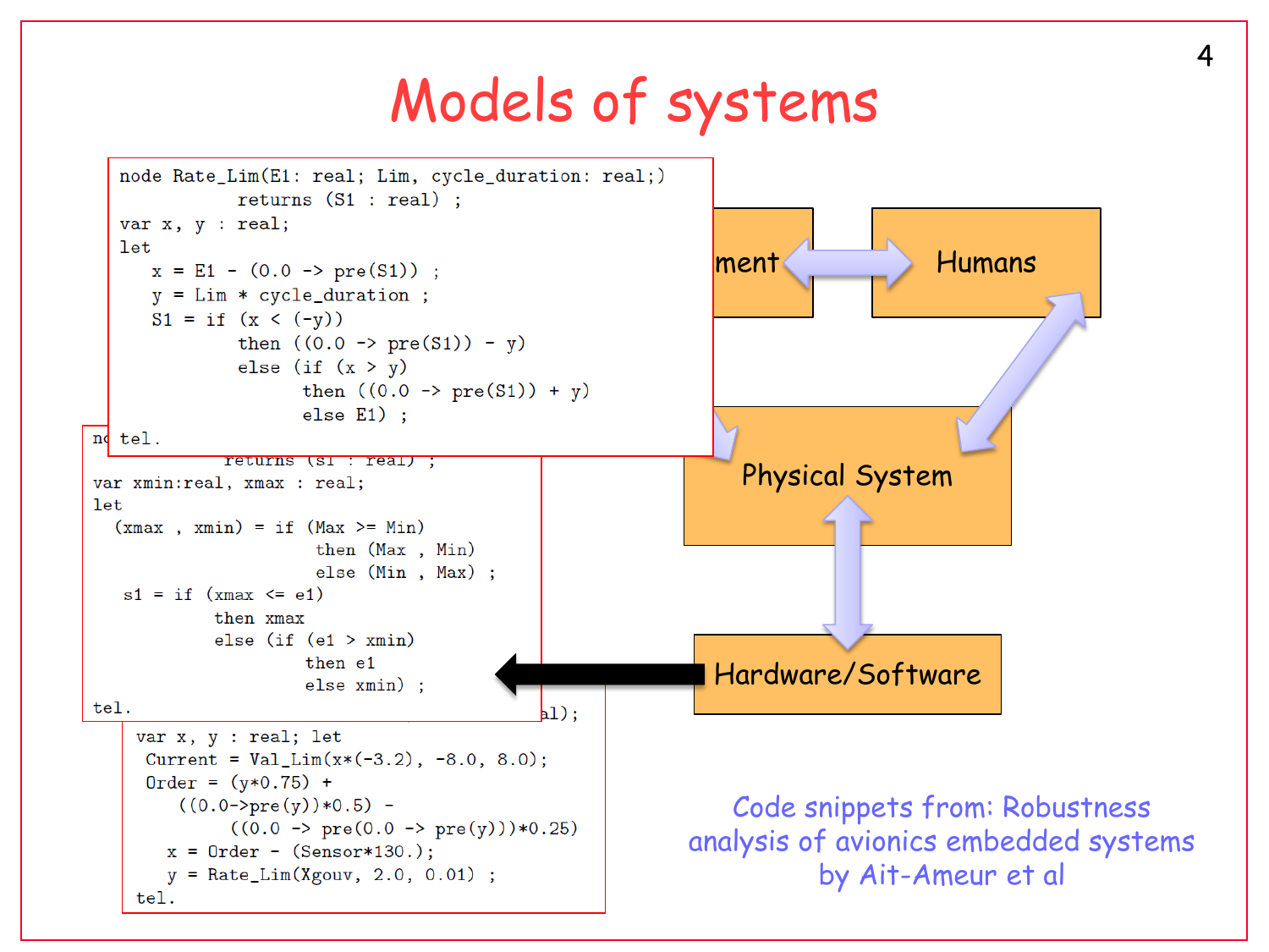# Models of systems

```
node Rate_Lim(E1: real; Lim, cycle_duration: real;)
                  returns (S1 : real) ;
var x, y : real;
let
    x = E1 - (0.0 -> pre(S1)) ;
    y = Lim * cycle_duration ;
    S1 = if (x < (-y))
                then ((0.0 -> pre(S1)) - y)
                else (if (x > y)
                          then ((0.0 -> pre(S1)) + y)
                          else E1) ;
tel.
```

```
                  returns (s1 : real) ;
var xmin:real, xmax : real;
let
  (xmax , xmin) = if (Max >= Min)
                            then (Max , Min)
                            else (Min , Max) ;
  s1 = if (xmax <= e1)
              then xmax
              else (if (e1 > xmin)
                          then e1
                          else xmin) ;
tel.
```

```
var x, y : real; let
 Current = Val_Lim(x*(-3.2), -8.0, 8.0);
 Order = (y*0.75) +
     ((0.0->pre(y))*0.5) -
          ((0.0 -> pre(0.0 -> pre(y)))*0.25)
   x = Order - (Sensor*130.);
   y = Rate_Lim(Xgouv, 2.0, 0.01) ;
tel.
```

ment ↔ Humans

Physical System

Hardware/Software

Code snippets from: Robustness analysis of avionics embedded systems by Ait-Ameur et al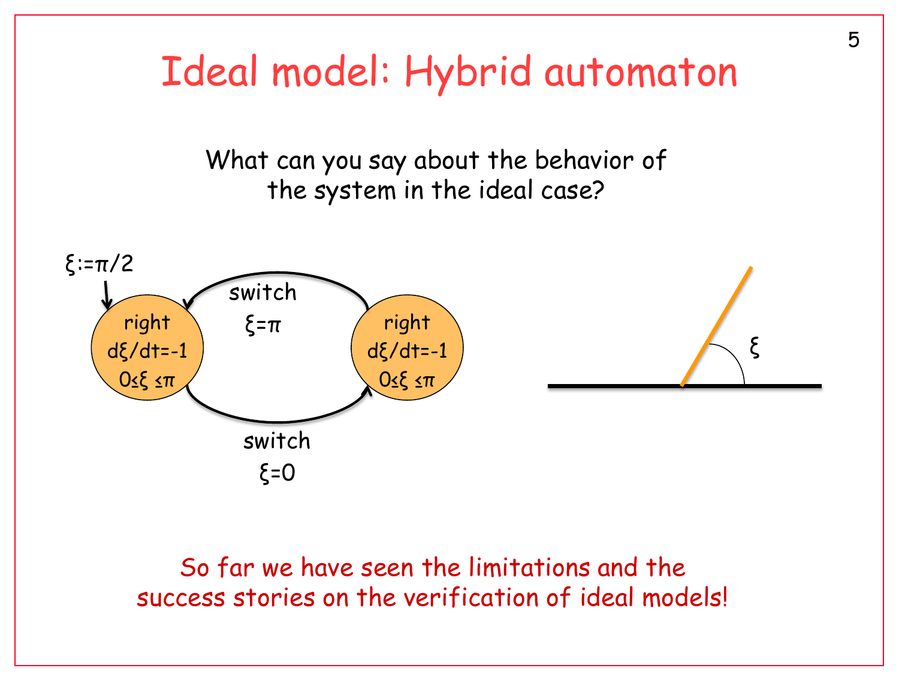# Ideal model: Hybrid automaton

What can you say about the behavior of the system in the ideal case?

$\xi := \pi/2$

right
$d\xi/dt=-1$
$0 \leq \xi \leq \pi$

switch
$\xi=\pi$

right
$d\xi/dt=-1$
$0 \leq \xi \leq \pi$

switch
$\xi=0$

$\xi$

So far we have seen the limitations and the success stories on the verification of ideal models!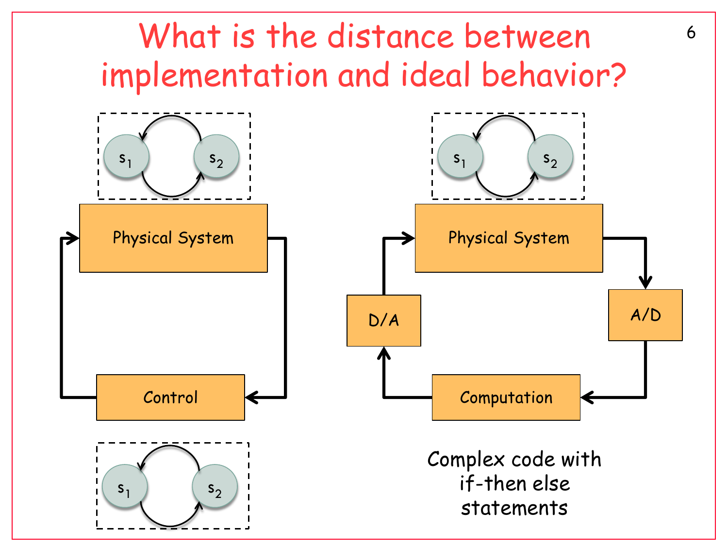# What is the distance between implementation and ideal behavior?

$s_1$ $s_2$

Physical System

Control

$s_1$ $s_2$

$s_1$ $s_2$

Physical System

A/D

Computation

D/A

Complex code with if-then else statements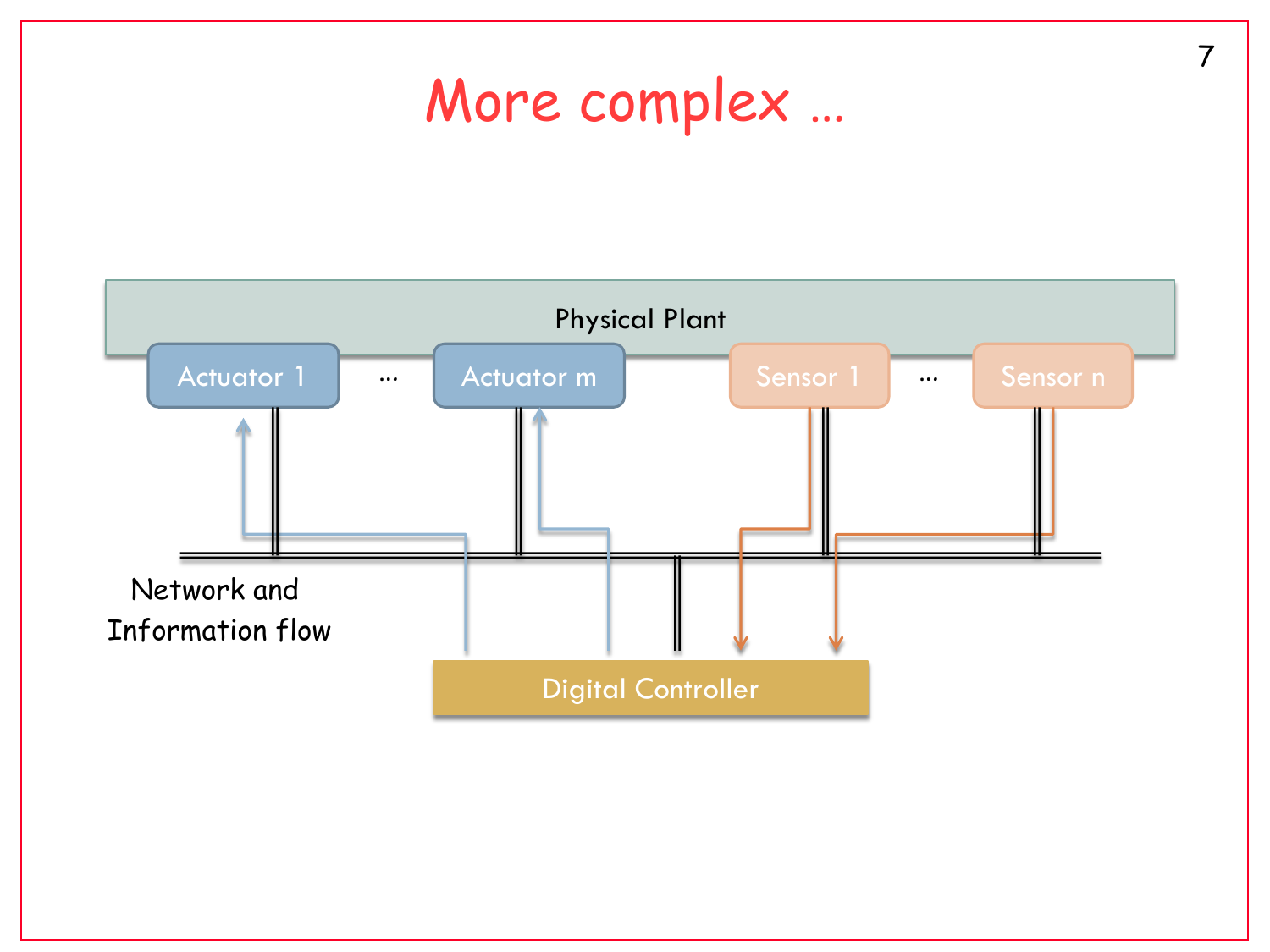# More complex …

Physical Plant

Actuator 1 … Actuator m

Sensor 1 … Sensor n

Network and Information flow

Digital Controller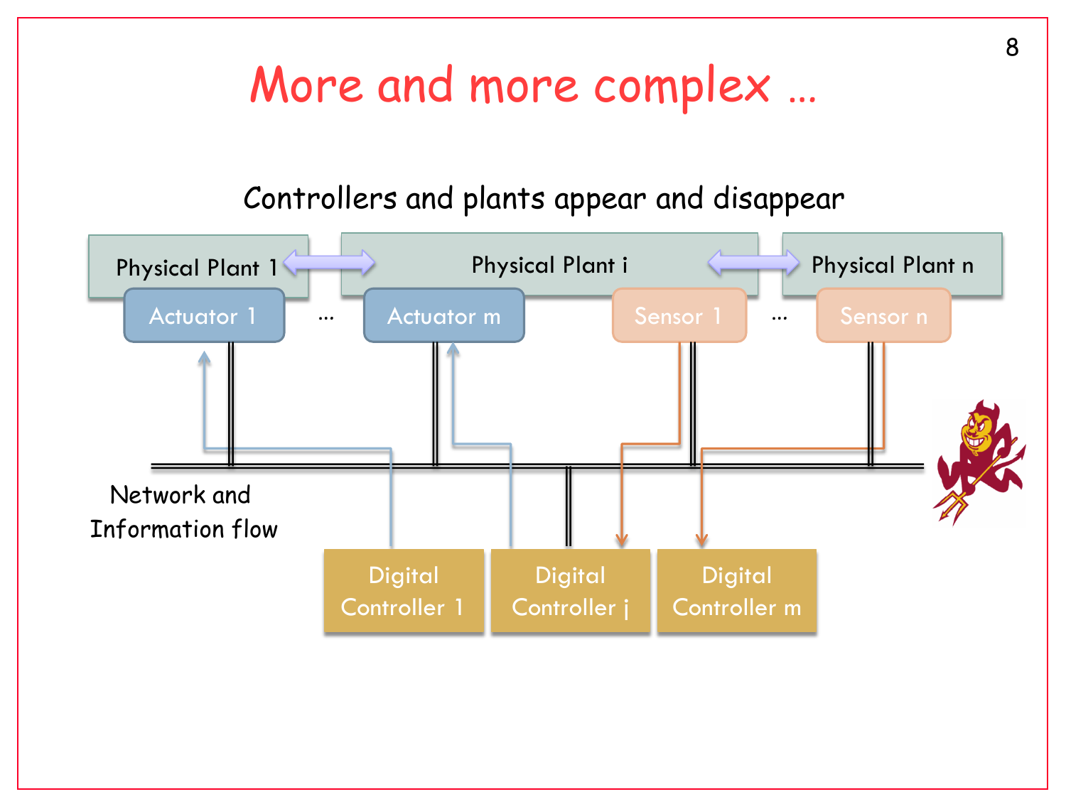# More and more complex …

Controllers and plants appear and disappear

Physical Plant 1 · Physical Plant i · Physical Plant n

Actuator 1 … Actuator m · Sensor 1 … Sensor n

Network and Information flow

Digital Controller 1 · Digital Controller j · Digital Controller m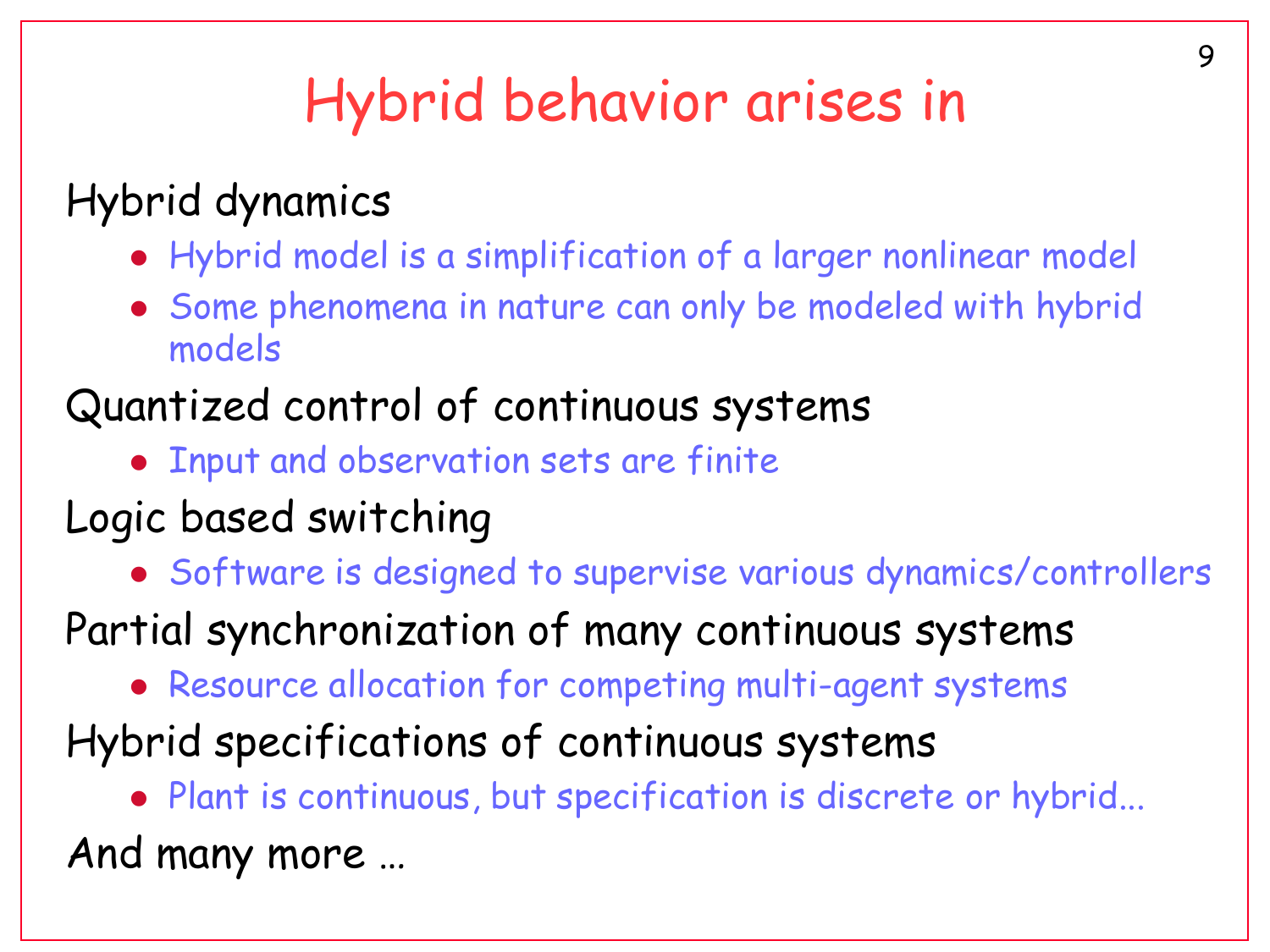# Hybrid behavior arises in

Hybrid dynamics

- Hybrid model is a simplification of a larger nonlinear model
- Some phenomena in nature can only be modeled with hybrid models

Quantized control of continuous systems

- Input and observation sets are finite

Logic based switching

- Software is designed to supervise various dynamics/controllers

Partial synchronization of many continuous systems

- Resource allocation for competing multi-agent systems

Hybrid specifications of continuous systems

- Plant is continuous, but specification is discrete or hybrid...

And many more …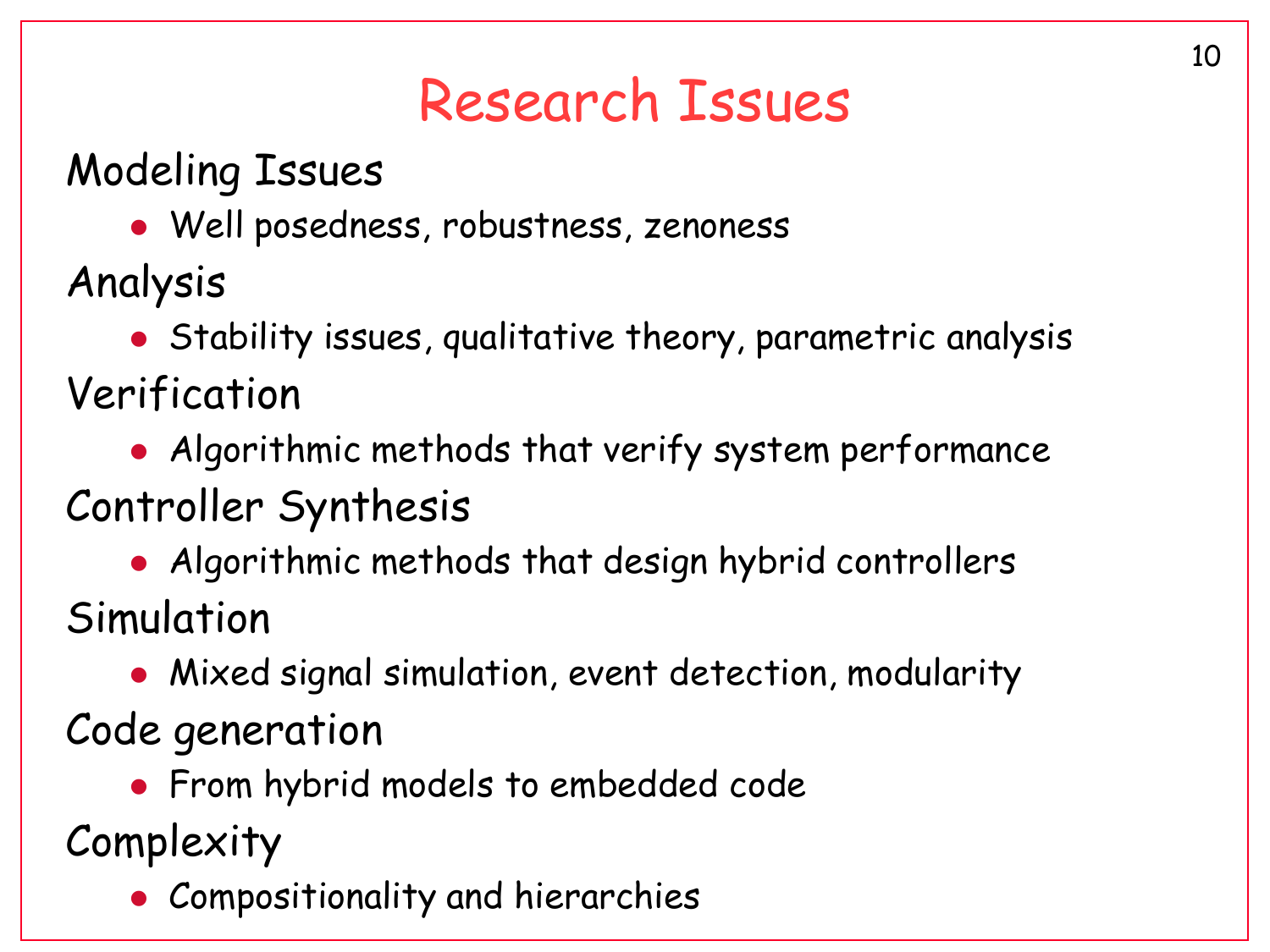# Research Issues

Modeling Issues

- Well posedness, robustness, zenoness

Analysis

- Stability issues, qualitative theory, parametric analysis

Verification

- Algorithmic methods that verify system performance

Controller Synthesis

- Algorithmic methods that design hybrid controllers

Simulation

- Mixed signal simulation, event detection, modularity

Code generation

- From hybrid models to embedded code

Complexity

- Compositionality and hierarchies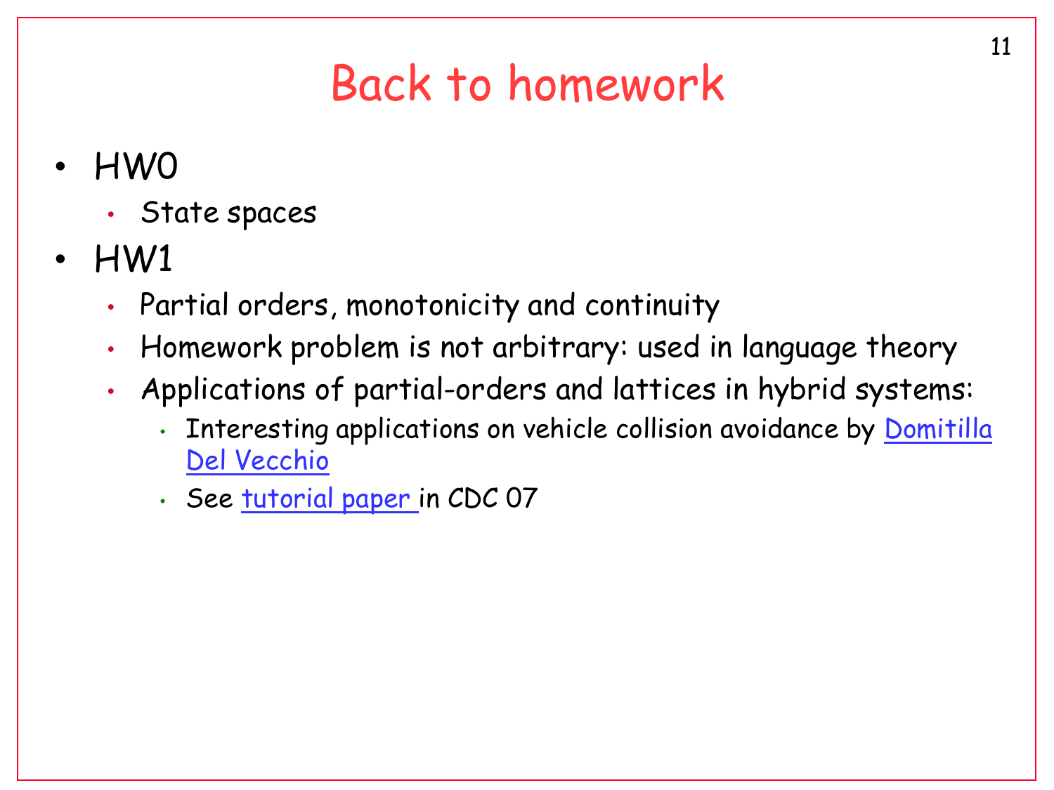# Back to homework

- HW0
  - State spaces
- HW1
  - Partial orders, monotonicity and continuity
  - Homework problem is not arbitrary: used in language theory
  - Applications of partial-orders and lattices in hybrid systems:
    - Interesting applications on vehicle collision avoidance by Domitilla Del Vecchio
    - See tutorial paper in CDC 07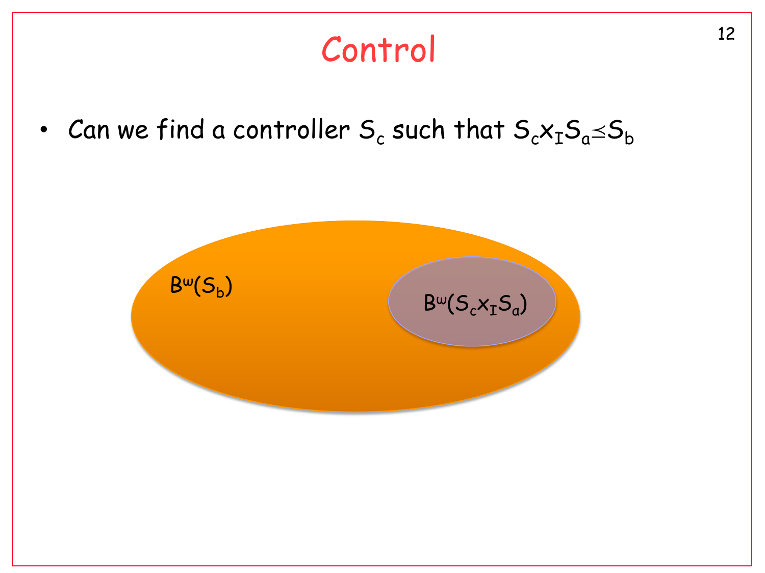# Control

- Can we find a controller $S_c$ such that $S_c \times_I S_a \preceq S_b$

$B^\omega(S_b)$

$B^\omega(S_c \times_I S_a)$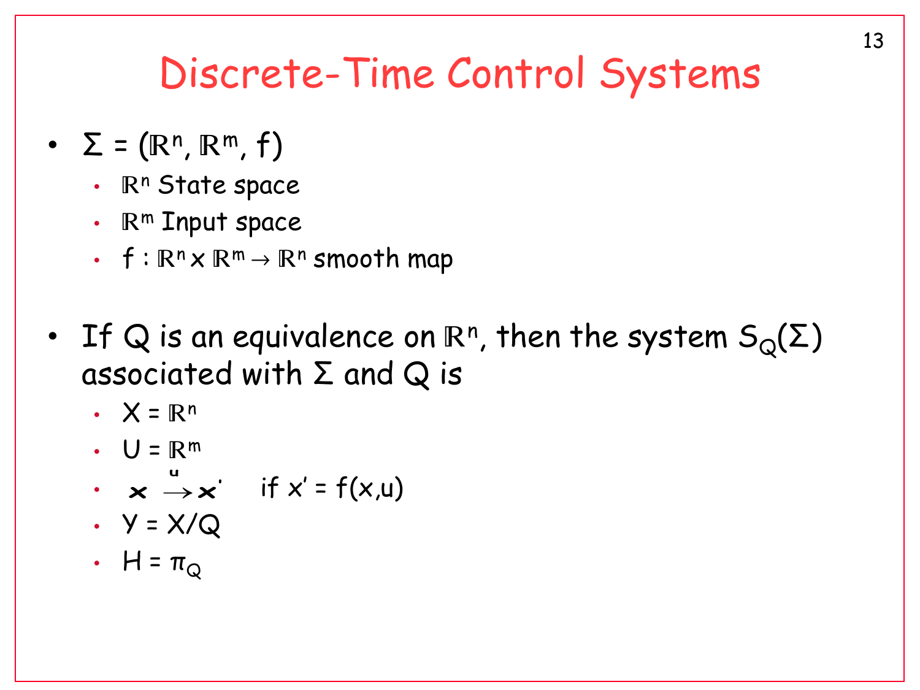# Discrete-Time Control Systems

- $\Sigma = (\mathbb{R}^n, \mathbb{R}^m, f)$
  - $\mathbb{R}^n$ State space
  - $\mathbb{R}^m$ Input space
  - $f : \mathbb{R}^n \times \mathbb{R}^m \to \mathbb{R}^n$ smooth map

- If $Q$ is an equivalence on $\mathbb{R}^n$, then the system $S_Q(\Sigma)$ associated with $\Sigma$ and $Q$ is
  - $X = \mathbb{R}^n$
  - $U = \mathbb{R}^m$
  - $x \xrightarrow{u} x'$ if $x' = f(x,u)$
  - $Y = X/Q$
  - $H = \pi_Q$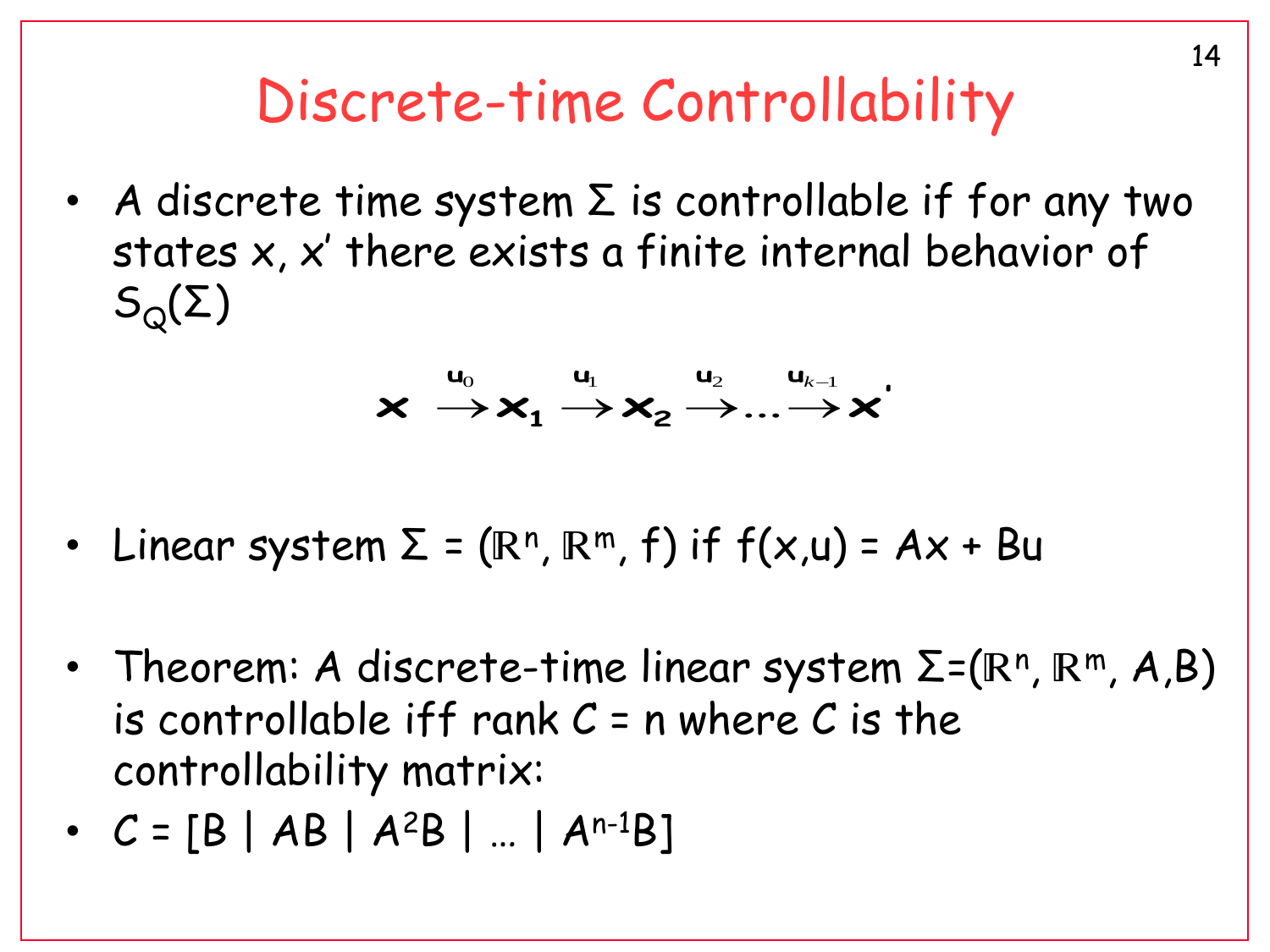# Discrete-time Controllability

- A discrete time system $\Sigma$ is controllable if for any two states $x$, $x'$ there exists a finite internal behavior of $S_Q(\Sigma)$

$$\mathbf{x} \xrightarrow{\mathbf{u}_0} \mathbf{x_1} \xrightarrow{\mathbf{u}_1} \mathbf{x_2} \xrightarrow{\mathbf{u}_2} \ldots \xrightarrow{\mathbf{u}_{k-1}} \mathbf{x'}$$

- Linear system $\Sigma = (\mathbb{R}^n, \mathbb{R}^m, f)$ if $f(x,u) = Ax + Bu$

- Theorem: A discrete-time linear system $\Sigma=(\mathbb{R}^n, \mathbb{R}^m, A,B)$ is controllable iff rank $C = n$ where $C$ is the controllability matrix:
- $C = [B \mid AB \mid A^2B \mid \ldots \mid A^{n-1}B]$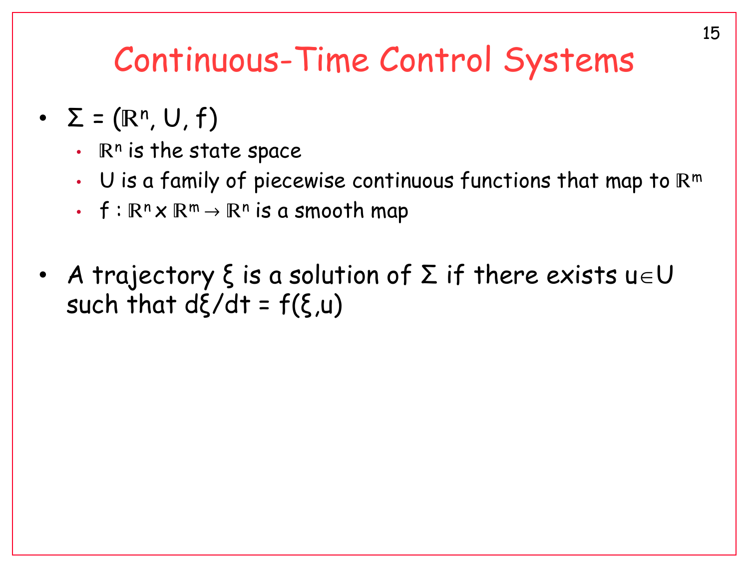# Continuous-Time Control Systems

- $\Sigma = (\mathbb{R}^n, U, f)$
  - $\mathbb{R}^n$ is the state space
  - $U$ is a family of piecewise continuous functions that map to $\mathbb{R}^m$
  - $f : \mathbb{R}^n \times \mathbb{R}^m \rightarrow \mathbb{R}^n$ is a smooth map

- A trajectory $\xi$ is a solution of $\Sigma$ if there exists $u \in U$ such that $d\xi/dt = f(\xi, u)$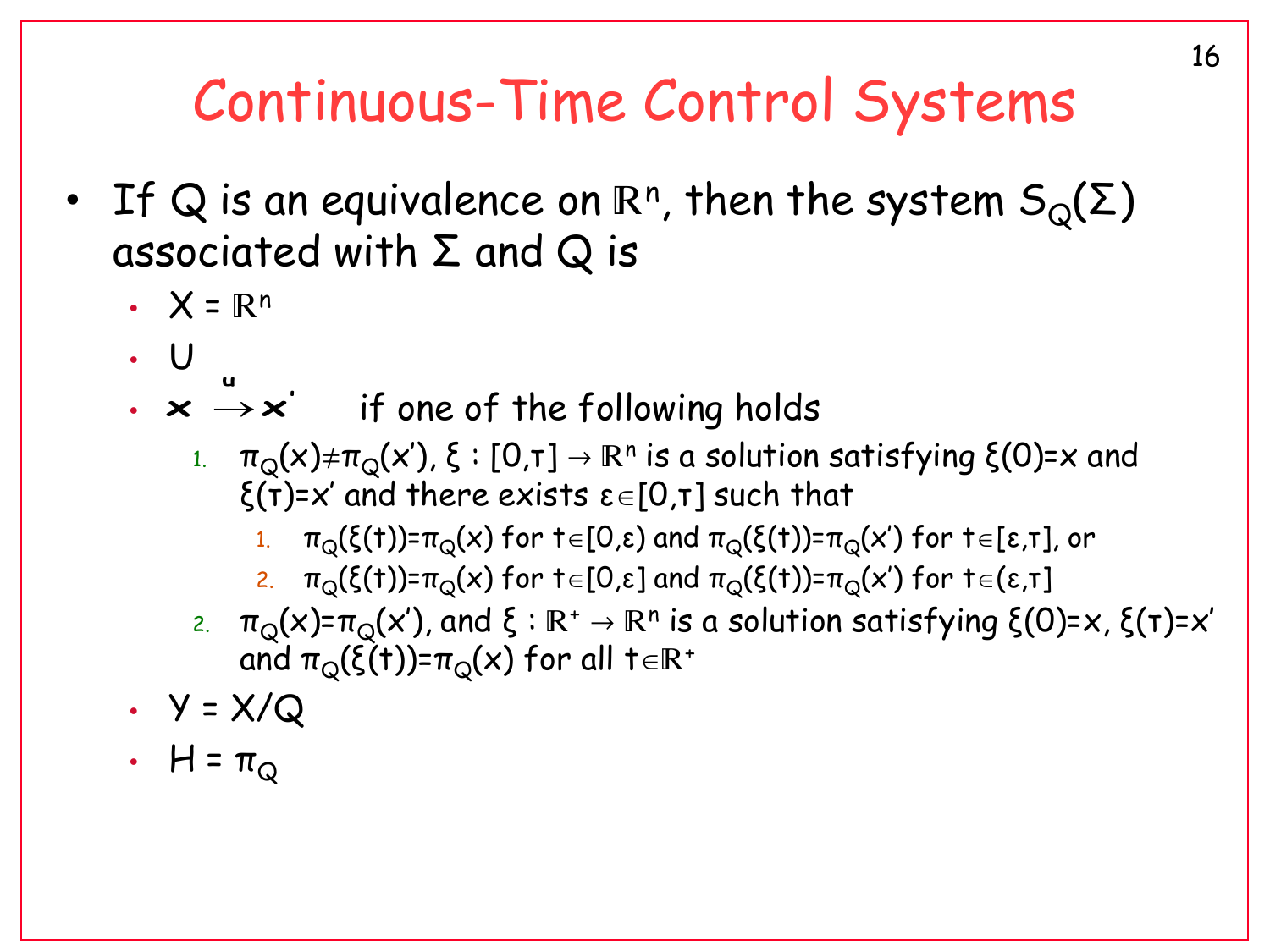# Continuous-Time Control Systems

- If $Q$ is an equivalence on $\mathbb{R}^n$, then the system $S_Q(\Sigma)$ associated with $\Sigma$ and $Q$ is
  - $X = \mathbb{R}^n$
  - $U$
  - $x \overset{u}{\rightarrow} x'$ if one of the following holds
    1. $\pi_Q(x) \neq \pi_Q(x')$, $\xi : [0,\tau] \rightarrow \mathbb{R}^n$ is a solution satisfying $\xi(0)=x$ and $\xi(\tau)=x'$ and there exists $\varepsilon \in [0,\tau]$ such that
       1. $\pi_Q(\xi(t))=\pi_Q(x)$ for $t \in [0,\varepsilon)$ and $\pi_Q(\xi(t))=\pi_Q(x')$ for $t \in [\varepsilon,\tau]$, or
       2. $\pi_Q(\xi(t))=\pi_Q(x)$ for $t \in [0,\varepsilon]$ and $\pi_Q(\xi(t))=\pi_Q(x')$ for $t \in (\varepsilon,\tau]$
    2. $\pi_Q(x)=\pi_Q(x')$, and $\xi : \mathbb{R}^+ \rightarrow \mathbb{R}^n$ is a solution satisfying $\xi(0)=x$, $\xi(\tau)=x'$ and $\pi_Q(\xi(t))=\pi_Q(x)$ for all $t \in \mathbb{R}^+$
  - $Y = X/Q$
  - $H = \pi_Q$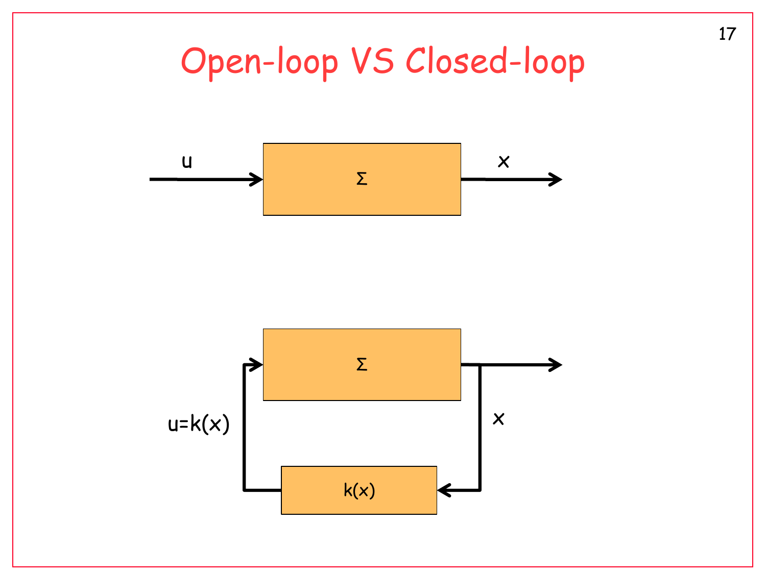# Open-loop VS Closed-loop

$u$ → $\Sigma$ → $x$

$u=k(x)$ → $\Sigma$ → $x$ → $k(x)$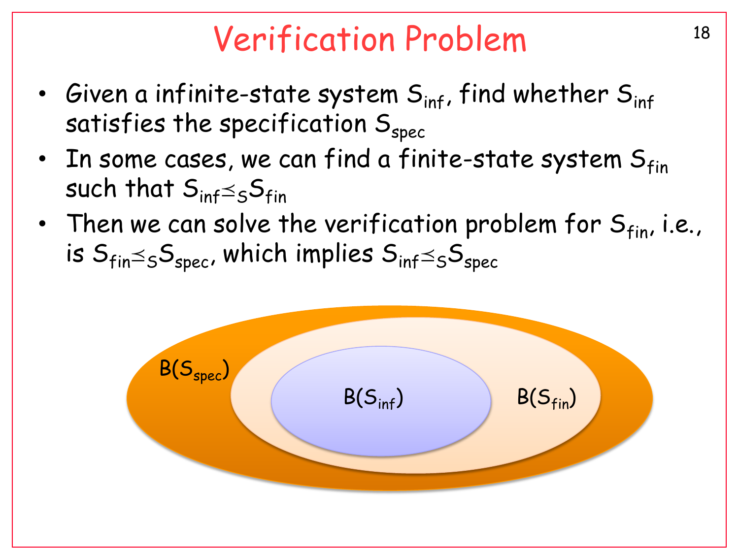# Verification Problem

- Given a infinite-state system $S_{inf}$, find whether $S_{inf}$ satisfies the specification $S_{spec}$
- In some cases, we can find a finite-state system $S_{fin}$ such that $S_{inf} \preceq_S S_{fin}$
- Then we can solve the verification problem for $S_{fin}$, i.e., is $S_{fin} \preceq_S S_{spec}$, which implies $S_{inf} \preceq_S S_{spec}$

$B(S_{spec})$

$B(S_{inf})$

$B(S_{fin})$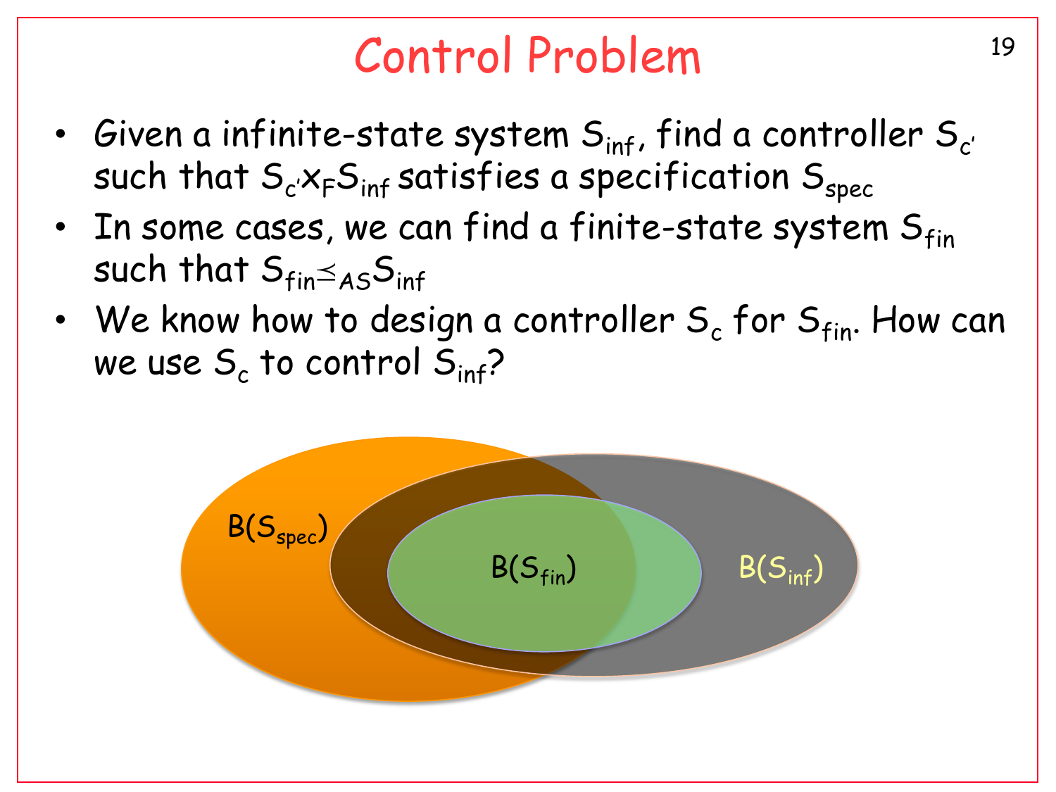# Control Problem

- Given a infinite-state system $S_{inf}$, find a controller $S_{c'}$ such that $S_{c'} \times_F S_{inf}$ satisfies a specification $S_{spec}$
- In some cases, we can find a finite-state system $S_{fin}$ such that $S_{fin} \preceq_{AS} S_{inf}$
- We know how to design a controller $S_c$ for $S_{fin}$. How can we use $S_c$ to control $S_{inf}$?

$B(S_{spec})$

$B(S_{fin})$

$B(S_{inf})$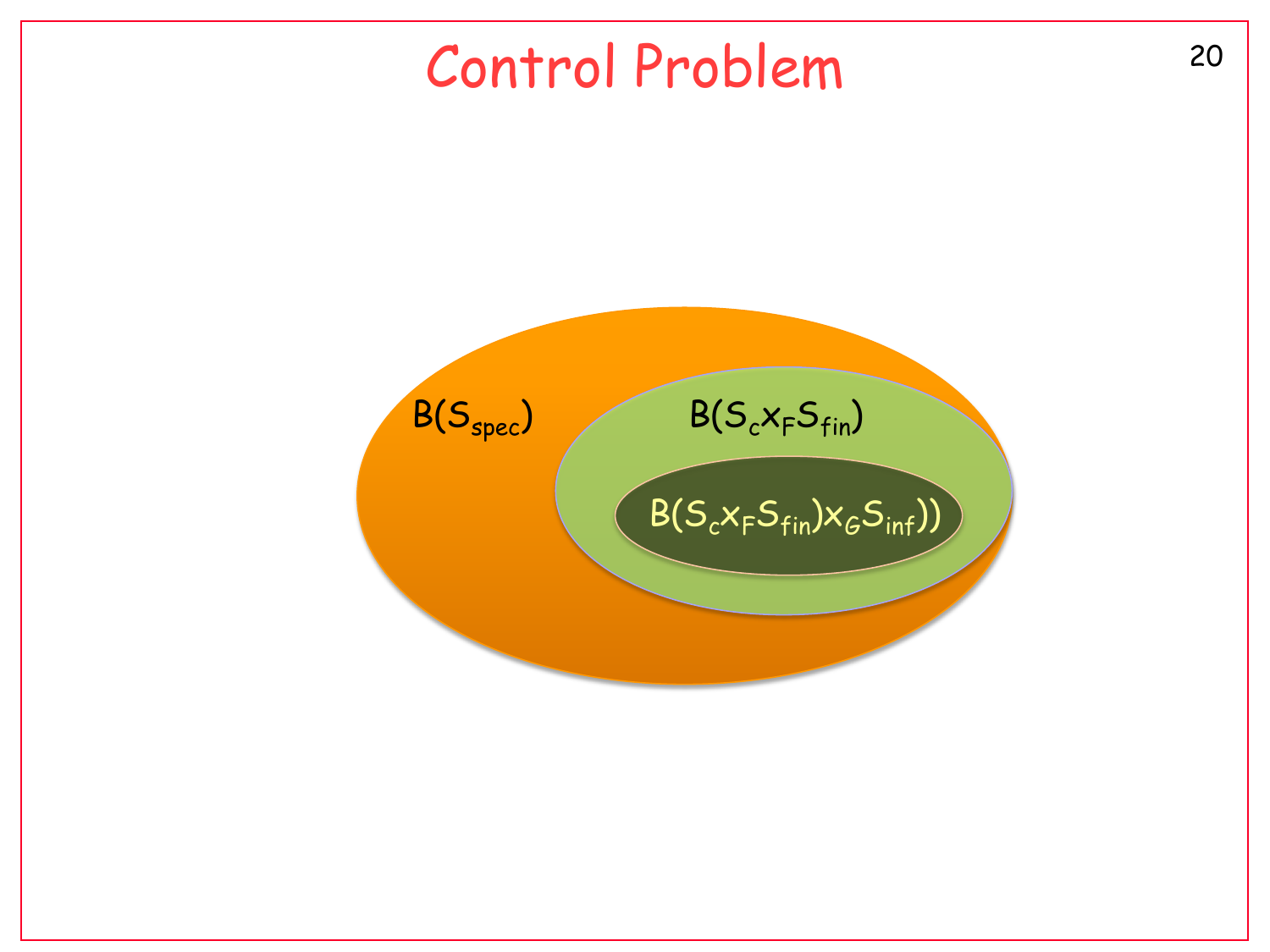# Control Problem

$B(S_{spec})$

$B(S_c x_F S_{fin})$

$B(S_c x_F S_{fin}) x_G S_{inf}))$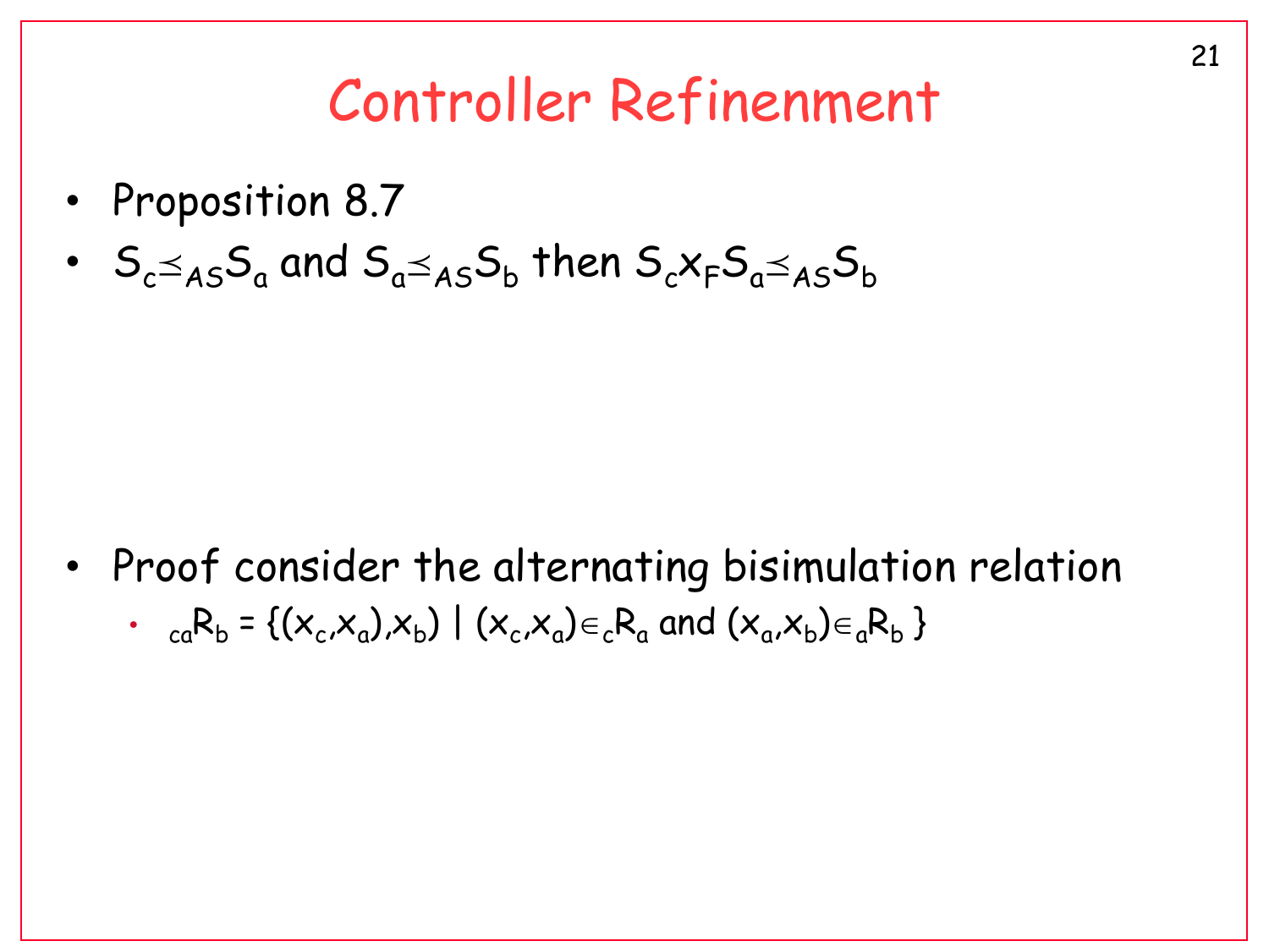# Controller Refinement

- Proposition 8.7
- $S_c \preceq_{AS} S_a$ and $S_a \preceq_{AS} S_b$ then $S_c \times_F S_a \preceq_{AS} S_b$

- Proof consider the alternating bisimulation relation
  - ${}_{ca}R_b = \{((x_c,x_a),x_b) \mid (x_c,x_a) \in {}_cR_a \text{ and } (x_a,x_b) \in {}_aR_b \}$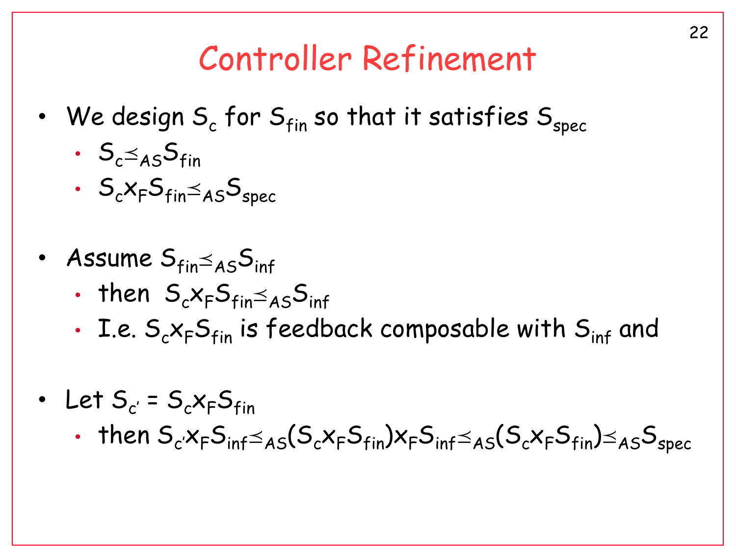# Controller Refinement

- We design $S_c$ for $S_{fin}$ so that it satisfies $S_{spec}$
  - $S_c \preceq_{AS} S_{fin}$
  - $S_c \times_F S_{fin} \preceq_{AS} S_{spec}$

- Assume $S_{fin} \preceq_{AS} S_{inf}$
  - then $S_c \times_F S_{fin} \preceq_{AS} S_{inf}$
  - I.e. $S_c \times_F S_{fin}$ is feedback composable with $S_{inf}$ and

- Let $S_{c'} = S_c \times_F S_{fin}$
  - then $S_{c'} \times_F S_{inf} \preceq_{AS} (S_c \times_F S_{fin}) \times_F S_{inf} \preceq_{AS} (S_c \times_F S_{fin}) \preceq_{AS} S_{spec}$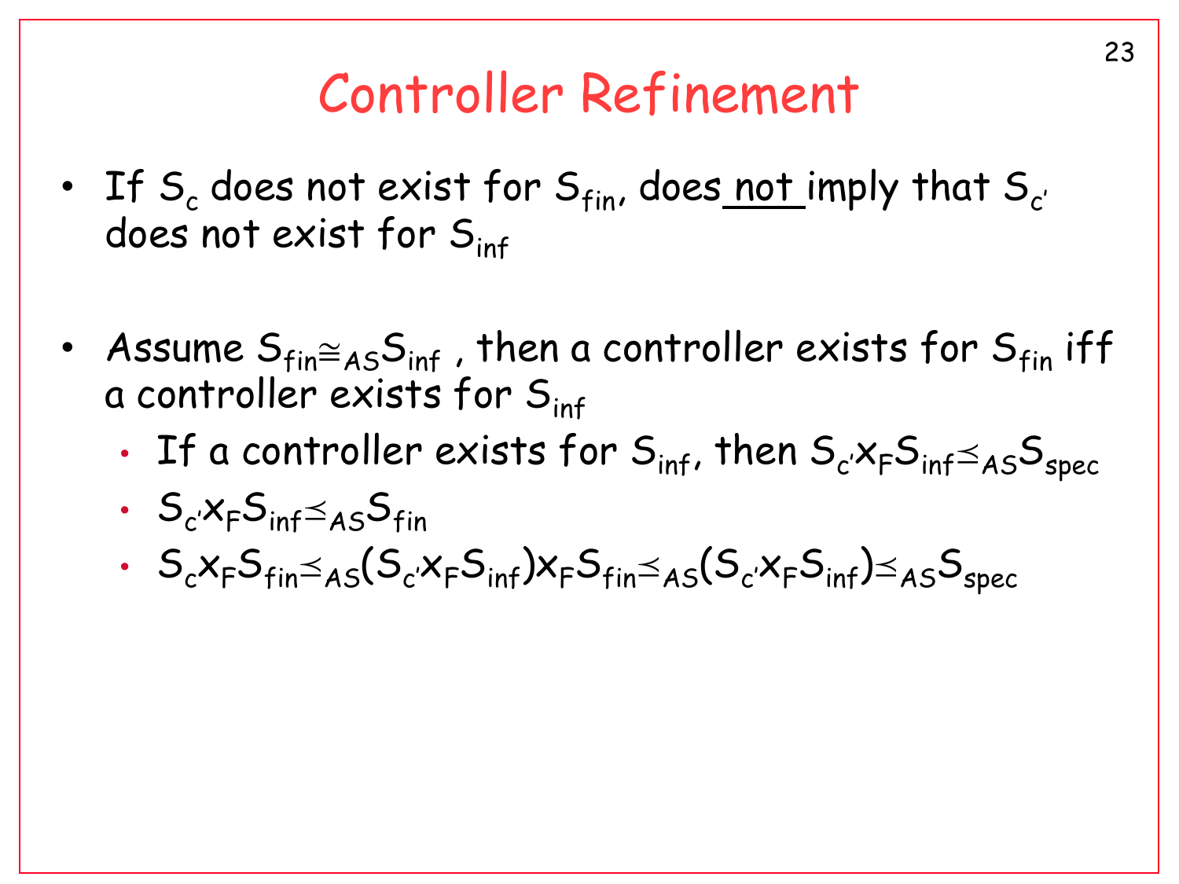# Controller Refinement

- If $S_c$ does not exist for $S_{fin}$, does <u>not</u> imply that $S_{c'}$ does not exist for $S_{inf}$

- Assume $S_{fin} \cong_{AS} S_{inf}$ , then a controller exists for $S_{fin}$ iff a controller exists for $S_{inf}$
  - If a controller exists for $S_{inf}$, then $S_{c'} x_F S_{inf} \preceq_{AS} S_{spec}$
  - $S_{c'} x_F S_{inf} \preceq_{AS} S_{fin}$
  - $S_c x_F S_{fin} \preceq_{AS} (S_{c'} x_F S_{inf}) x_F S_{fin} \preceq_{AS} (S_{c'} x_F S_{inf}) \preceq_{AS} S_{spec}$